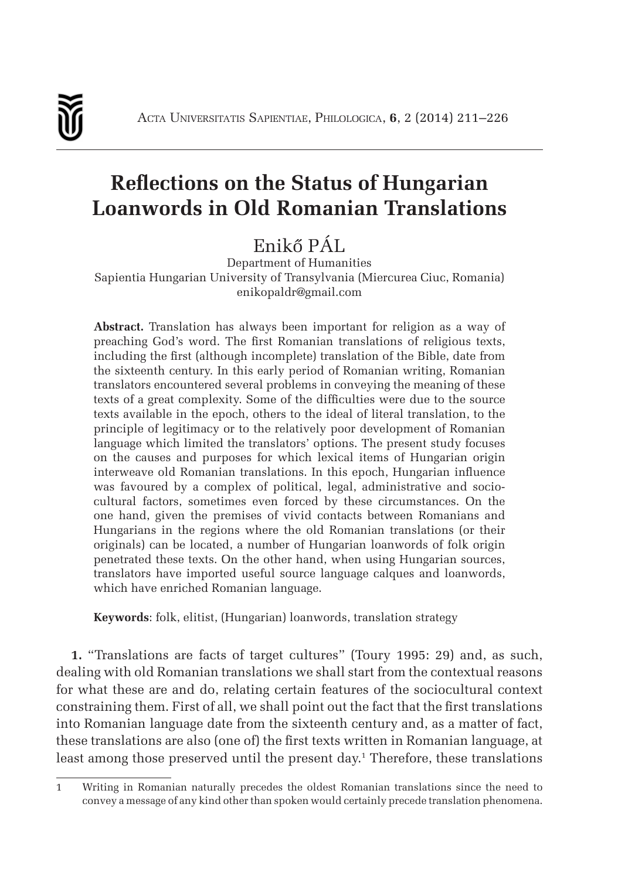# Reflections on the Status of Hungarian Loanwords in Old Romanian Translations

Enikő PÁL

Department of Humanities
Sapientia Hungarian University of Transylvania (Miercurea Ciuc, Romania)
enikopaldr@gmail.com

**Abstract.** Translation has always been important for religion as a way of preaching God's word. The first Romanian translations of religious texts, including the first (although incomplete) translation of the Bible, date from the sixteenth century. In this early period of Romanian writing, Romanian translators encountered several problems in conveying the meaning of these texts of a great complexity. Some of the difficulties were due to the source texts available in the epoch, others to the ideal of literal translation, to the principle of legitimacy or to the relatively poor development of Romanian language which limited the translators' options. The present study focuses on the causes and purposes for which lexical items of Hungarian origin interweave old Romanian translations. In this epoch, Hungarian influence was favoured by a complex of political, legal, administrative and socio-cultural factors, sometimes even forced by these circumstances. On the one hand, given the premises of vivid contacts between Romanians and Hungarians in the regions where the old Romanian translations (or their originals) can be located, a number of Hungarian loanwords of folk origin penetrated these texts. On the other hand, when using Hungarian sources, translators have imported useful source language calques and loanwords, which have enriched Romanian language.

**Keywords**: folk, elitist, (Hungarian) loanwords, translation strategy

**1.** "Translations are facts of target cultures" (Toury 1995: 29) and, as such, dealing with old Romanian translations we shall start from the contextual reasons for what these are and do, relating certain features of the sociocultural context constraining them. First of all, we shall point out the fact that the first translations into Romanian language date from the sixteenth century and, as a matter of fact, these translations are also (one of) the first texts written in Romanian language, at least among those preserved until the present day.[1] Therefore, these translations

[1] Writing in Romanian naturally precedes the oldest Romanian translations since the need to convey a message of any kind other than spoken would certainly precede translation phenomena.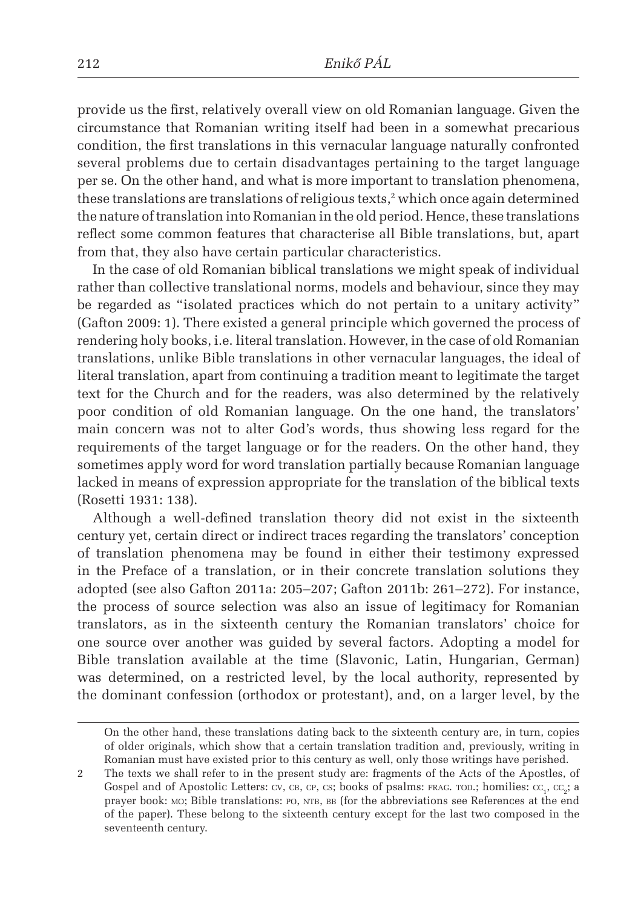provide us the first, relatively overall view on old Romanian language. Given the circumstance that Romanian writing itself had been in a somewhat precarious condition, the first translations in this vernacular language naturally confronted several problems due to certain disadvantages pertaining to the target language per se. On the other hand, and what is more important to translation phenomena, these translations are translations of religious texts,[2] which once again determined the nature of translation into Romanian in the old period. Hence, these translations reflect some common features that characterise all Bible translations, but, apart from that, they also have certain particular characteristics.

In the case of old Romanian biblical translations we might speak of individual rather than collective translational norms, models and behaviour, since they may be regarded as "isolated practices which do not pertain to a unitary activity" (Gafton 2009: 1). There existed a general principle which governed the process of rendering holy books, i.e. literal translation. However, in the case of old Romanian translations, unlike Bible translations in other vernacular languages, the ideal of literal translation, apart from continuing a tradition meant to legitimate the target text for the Church and for the readers, was also determined by the relatively poor condition of old Romanian language. On the one hand, the translators' main concern was not to alter God's words, thus showing less regard for the requirements of the target language or for the readers. On the other hand, they sometimes apply word for word translation partially because Romanian language lacked in means of expression appropriate for the translation of the biblical texts (Rosetti 1931: 138).

Although a well-defined translation theory did not exist in the sixteenth century yet, certain direct or indirect traces regarding the translators' conception of translation phenomena may be found in either their testimony expressed in the Preface of a translation, or in their concrete translation solutions they adopted (see also Gafton 2011a: 205–207; Gafton 2011b: 261–272). For instance, the process of source selection was also an issue of legitimacy for Romanian translators, as in the sixteenth century the Romanian translators' choice for one source over another was guided by several factors. Adopting a model for Bible translation available at the time (Slavonic, Latin, Hungarian, German) was determined, on a restricted level, by the local authority, represented by the dominant confession (orthodox or protestant), and, on a larger level, by the

---

On the other hand, these translations dating back to the sixteenth century are, in turn, copies of older originals, which show that a certain translation tradition and, previously, writing in Romanian must have existed prior to this century as well, only those writings have perished.

2 The texts we shall refer to in the present study are: fragments of the Acts of the Apostles, of Gospel and of Apostolic Letters: CV, CB, CP, CS; books of psalms: FRAG. TOD.; homilies: $CC_1$, $CC_2$; a prayer book: MO; Bible translations: PO, NTB, BB (for the abbreviations see References at the end of the paper). These belong to the sixteenth century except for the last two composed in the seventeenth century.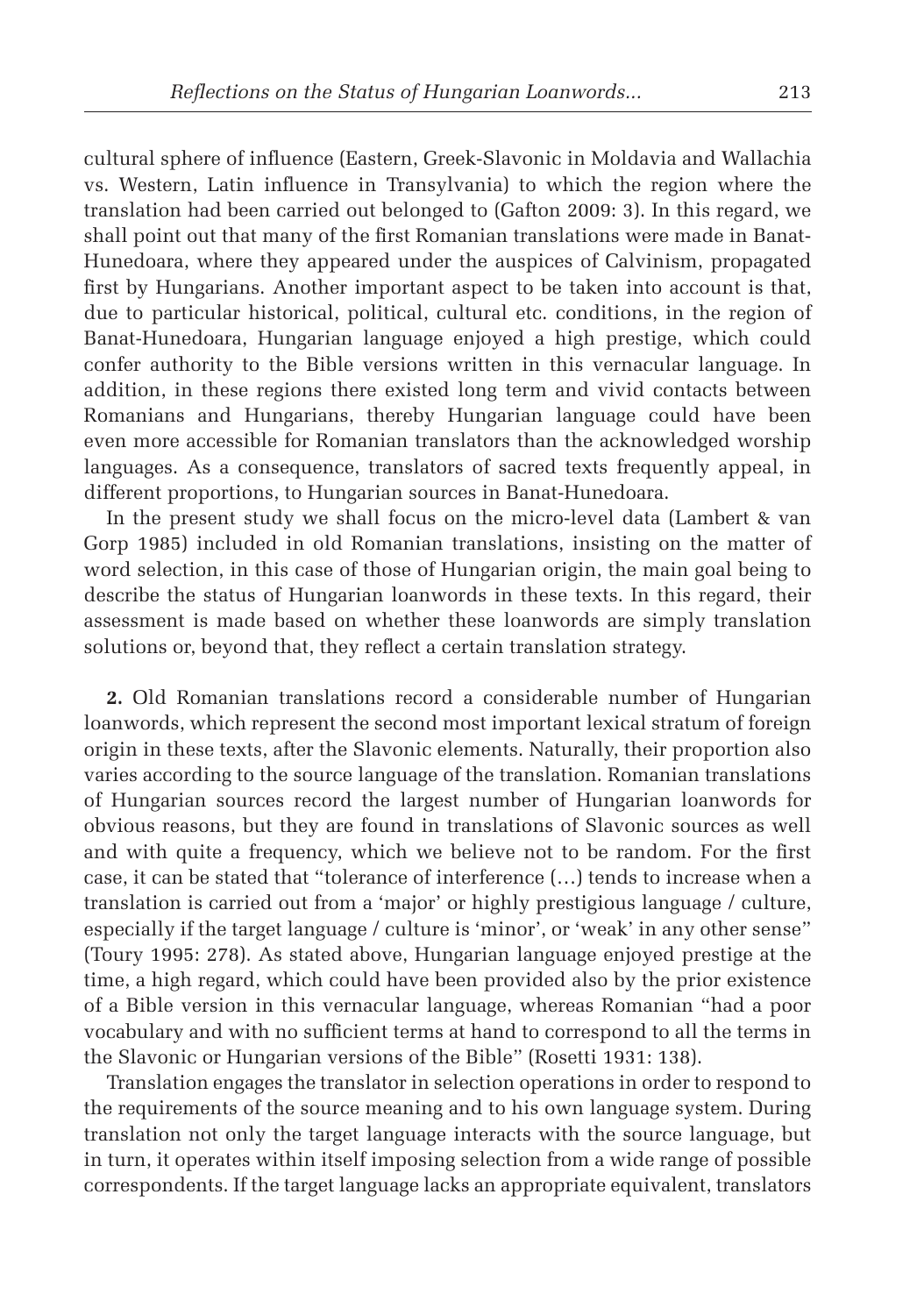cultural sphere of influence (Eastern, Greek-Slavonic in Moldavia and Wallachia vs. Western, Latin influence in Transylvania) to which the region where the translation had been carried out belonged to (Gafton 2009: 3). In this regard, we shall point out that many of the first Romanian translations were made in Banat-Hunedoara, where they appeared under the auspices of Calvinism, propagated first by Hungarians. Another important aspect to be taken into account is that, due to particular historical, political, cultural etc. conditions, in the region of Banat-Hunedoara, Hungarian language enjoyed a high prestige, which could confer authority to the Bible versions written in this vernacular language. In addition, in these regions there existed long term and vivid contacts between Romanians and Hungarians, thereby Hungarian language could have been even more accessible for Romanian translators than the acknowledged worship languages. As a consequence, translators of sacred texts frequently appeal, in different proportions, to Hungarian sources in Banat-Hunedoara.

In the present study we shall focus on the micro-level data (Lambert & van Gorp 1985) included in old Romanian translations, insisting on the matter of word selection, in this case of those of Hungarian origin, the main goal being to describe the status of Hungarian loanwords in these texts. In this regard, their assessment is made based on whether these loanwords are simply translation solutions or, beyond that, they reflect a certain translation strategy.

**2.** Old Romanian translations record a considerable number of Hungarian loanwords, which represent the second most important lexical stratum of foreign origin in these texts, after the Slavonic elements. Naturally, their proportion also varies according to the source language of the translation. Romanian translations of Hungarian sources record the largest number of Hungarian loanwords for obvious reasons, but they are found in translations of Slavonic sources as well and with quite a frequency, which we believe not to be random. For the first case, it can be stated that "tolerance of interference (…) tends to increase when a translation is carried out from a 'major' or highly prestigious language / culture, especially if the target language / culture is 'minor', or 'weak' in any other sense" (Toury 1995: 278). As stated above, Hungarian language enjoyed prestige at the time, a high regard, which could have been provided also by the prior existence of a Bible version in this vernacular language, whereas Romanian "had a poor vocabulary and with no sufficient terms at hand to correspond to all the terms in the Slavonic or Hungarian versions of the Bible" (Rosetti 1931: 138).

Translation engages the translator in selection operations in order to respond to the requirements of the source meaning and to his own language system. During translation not only the target language interacts with the source language, but in turn, it operates within itself imposing selection from a wide range of possible correspondents. If the target language lacks an appropriate equivalent, translators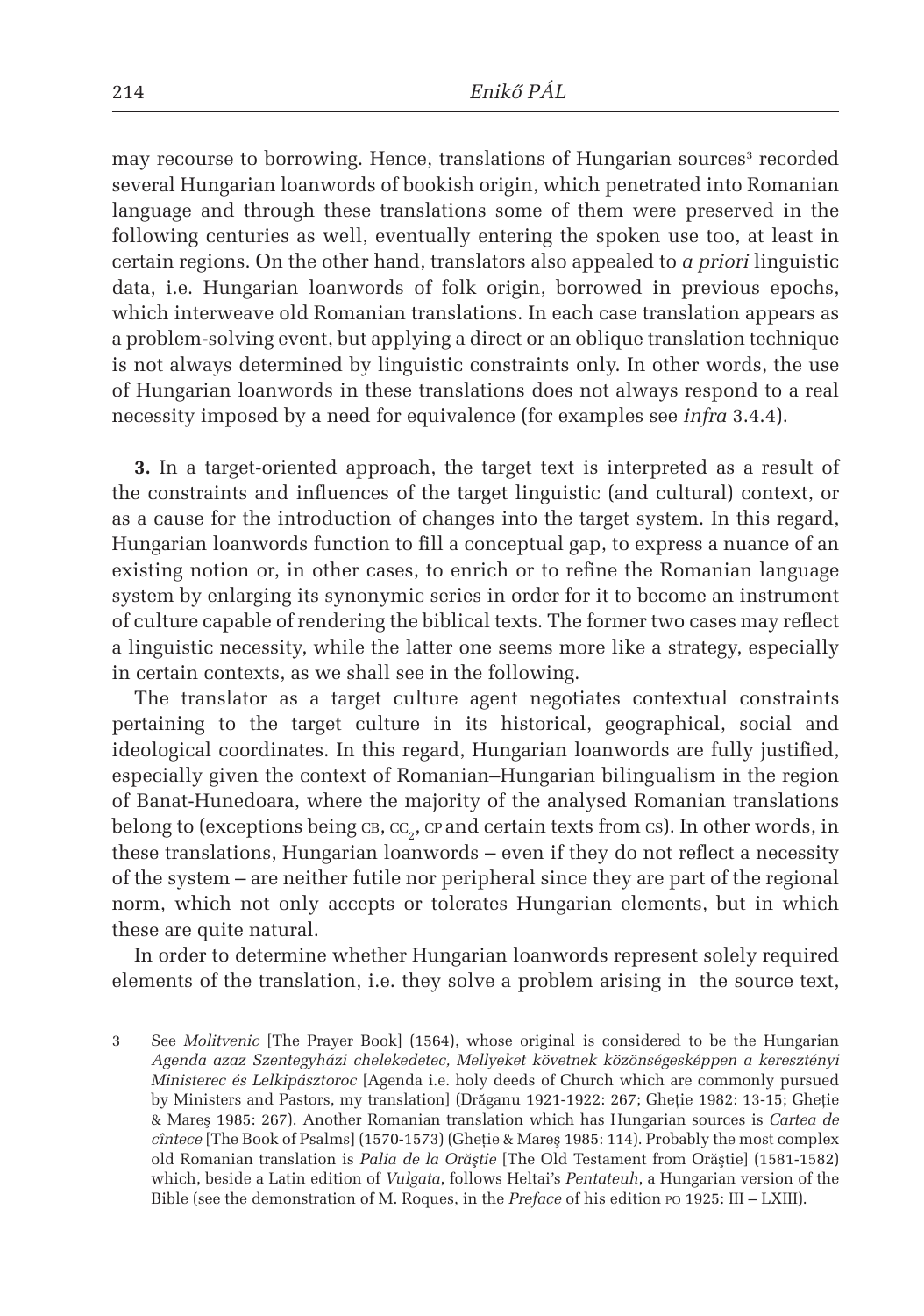may recourse to borrowing. Hence, translations of Hungarian sources[3] recorded several Hungarian loanwords of bookish origin, which penetrated into Romanian language and through these translations some of them were preserved in the following centuries as well, eventually entering the spoken use too, at least in certain regions. On the other hand, translators also appealed to *a priori* linguistic data, i.e. Hungarian loanwords of folk origin, borrowed in previous epochs, which interweave old Romanian translations. In each case translation appears as a problem-solving event, but applying a direct or an oblique translation technique is not always determined by linguistic constraints only. In other words, the use of Hungarian loanwords in these translations does not always respond to a real necessity imposed by a need for equivalence (for examples see *infra* 3.4.4).

**3.** In a target-oriented approach, the target text is interpreted as a result of the constraints and influences of the target linguistic (and cultural) context, or as a cause for the introduction of changes into the target system. In this regard, Hungarian loanwords function to fill a conceptual gap, to express a nuance of an existing notion or, in other cases, to enrich or to refine the Romanian language system by enlarging its synonymic series in order for it to become an instrument of culture capable of rendering the biblical texts. The former two cases may reflect a linguistic necessity, while the latter one seems more like a strategy, especially in certain contexts, as we shall see in the following.

The translator as a target culture agent negotiates contextual constraints pertaining to the target culture in its historical, geographical, social and ideological coordinates. In this regard, Hungarian loanwords are fully justified, especially given the context of Romanian–Hungarian bilingualism in the region of Banat-Hunedoara, where the majority of the analysed Romanian translations belong to (exceptions being CB, $CC_2$, CP and certain texts from CS). In other words, in these translations, Hungarian loanwords – even if they do not reflect a necessity of the system – are neither futile nor peripheral since they are part of the regional norm, which not only accepts or tolerates Hungarian elements, but in which these are quite natural.

In order to determine whether Hungarian loanwords represent solely required elements of the translation, i.e. they solve a problem arising in the source text,

---

3 See *Molitvenic* [The Prayer Book] (1564), whose original is considered to be the Hungarian *Agenda azaz Szentegyházi chelekedetec, Mellyeket követnek közönségesképpen a keresztényi Ministerec és Lelkipásztoroc* [Agenda i.e. holy deeds of Church which are commonly pursued by Ministers and Pastors, my translation] (Drăganu 1921-1922: 267; Gheție 1982: 13-15; Gheție & Mareş 1985: 267). Another Romanian translation which has Hungarian sources is *Cartea de cîntece* [The Book of Psalms] (1570-1573) (Gheție & Mareş 1985: 114). Probably the most complex old Romanian translation is *Palia de la Orăştie* [The Old Testament from Orăştie] (1581-1582) which, beside a Latin edition of *Vulgata*, follows Heltai's *Pentateuh*, a Hungarian version of the Bible (see the demonstration of M. Roques, in the *Preface* of his edition PO 1925: III – LXIII).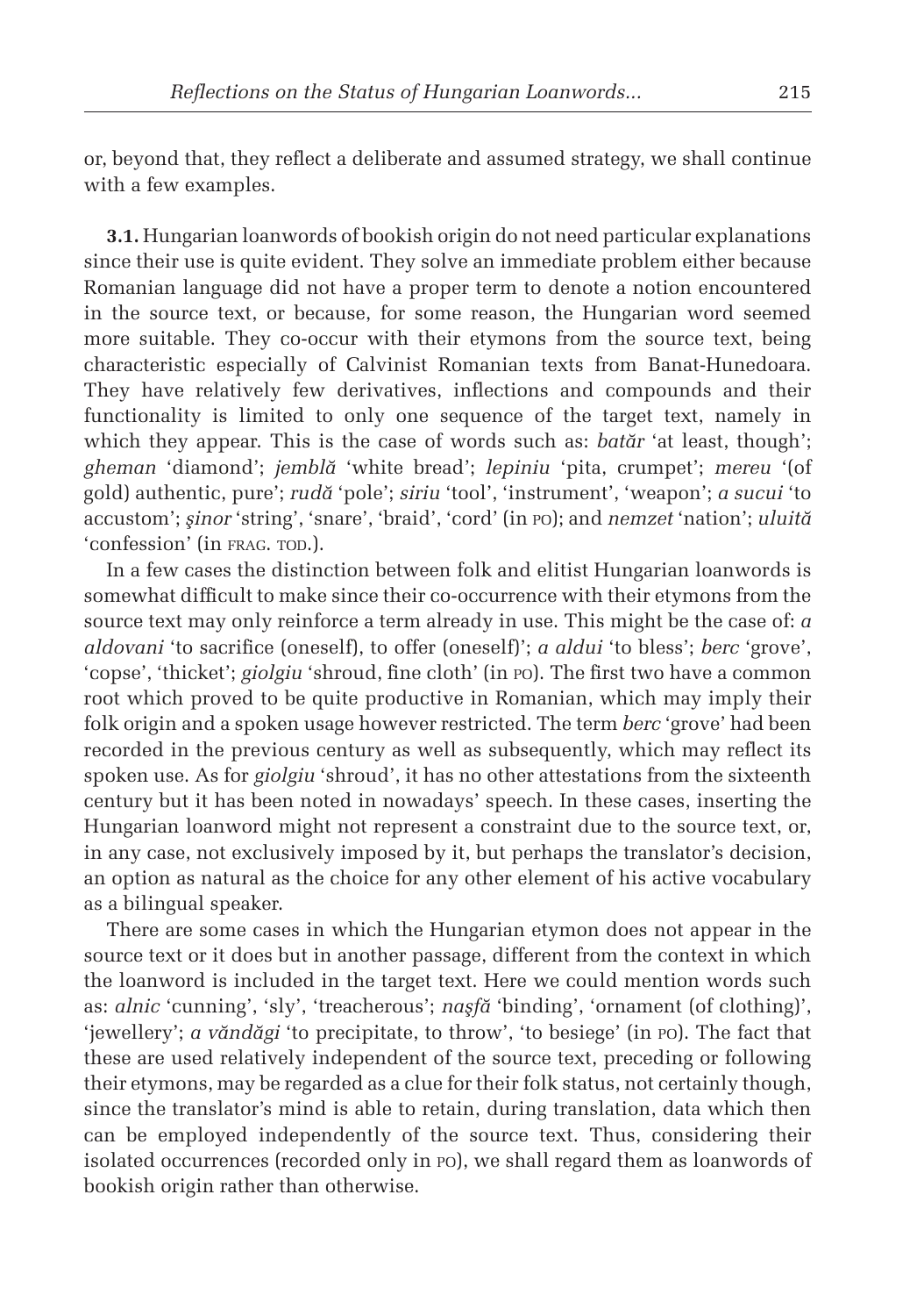or, beyond that, they reflect a deliberate and assumed strategy, we shall continue with a few examples.

**3.1.** Hungarian loanwords of bookish origin do not need particular explanations since their use is quite evident. They solve an immediate problem either because Romanian language did not have a proper term to denote a notion encountered in the source text, or because, for some reason, the Hungarian word seemed more suitable. They co-occur with their etymons from the source text, being characteristic especially of Calvinist Romanian texts from Banat-Hunedoara. They have relatively few derivatives, inflections and compounds and their functionality is limited to only one sequence of the target text, namely in which they appear. This is the case of words such as: *batăr* 'at least, though'; *gheman* 'diamond'; *jemblă* 'white bread'; *lepiniu* 'pita, crumpet'; *mereu* '(of gold) authentic, pure'; *rudă* 'pole'; *siriu* 'tool', 'instrument', 'weapon'; *a sucui* 'to accustom'; *şinor* 'string', 'snare', 'braid', 'cord' (in PO); and *nemzet* 'nation'; *uluită* 'confession' (in FRAG. TOD.).

In a few cases the distinction between folk and elitist Hungarian loanwords is somewhat difficult to make since their co-occurrence with their etymons from the source text may only reinforce a term already in use. This might be the case of: *a aldovani* 'to sacrifice (oneself), to offer (oneself)'; *a aldui* 'to bless'; *berc* 'grove', 'copse', 'thicket'; *giolgiu* 'shroud, fine cloth' (in PO). The first two have a common root which proved to be quite productive in Romanian, which may imply their folk origin and a spoken usage however restricted. The term *berc* 'grove' had been recorded in the previous century as well as subsequently, which may reflect its spoken use. As for *giolgiu* 'shroud', it has no other attestations from the sixteenth century but it has been noted in nowadays' speech. In these cases, inserting the Hungarian loanword might not represent a constraint due to the source text, or, in any case, not exclusively imposed by it, but perhaps the translator's decision, an option as natural as the choice for any other element of his active vocabulary as a bilingual speaker.

There are some cases in which the Hungarian etymon does not appear in the source text or it does but in another passage, different from the context in which the loanword is included in the target text. Here we could mention words such as: *alnic* 'cunning', 'sly', 'treacherous'; *naşfă* 'binding', 'ornament (of clothing)', 'jewellery'; *a văndăgi* 'to precipitate, to throw', 'to besiege' (in PO). The fact that these are used relatively independent of the source text, preceding or following their etymons, may be regarded as a clue for their folk status, not certainly though, since the translator's mind is able to retain, during translation, data which then can be employed independently of the source text. Thus, considering their isolated occurrences (recorded only in PO), we shall regard them as loanwords of bookish origin rather than otherwise.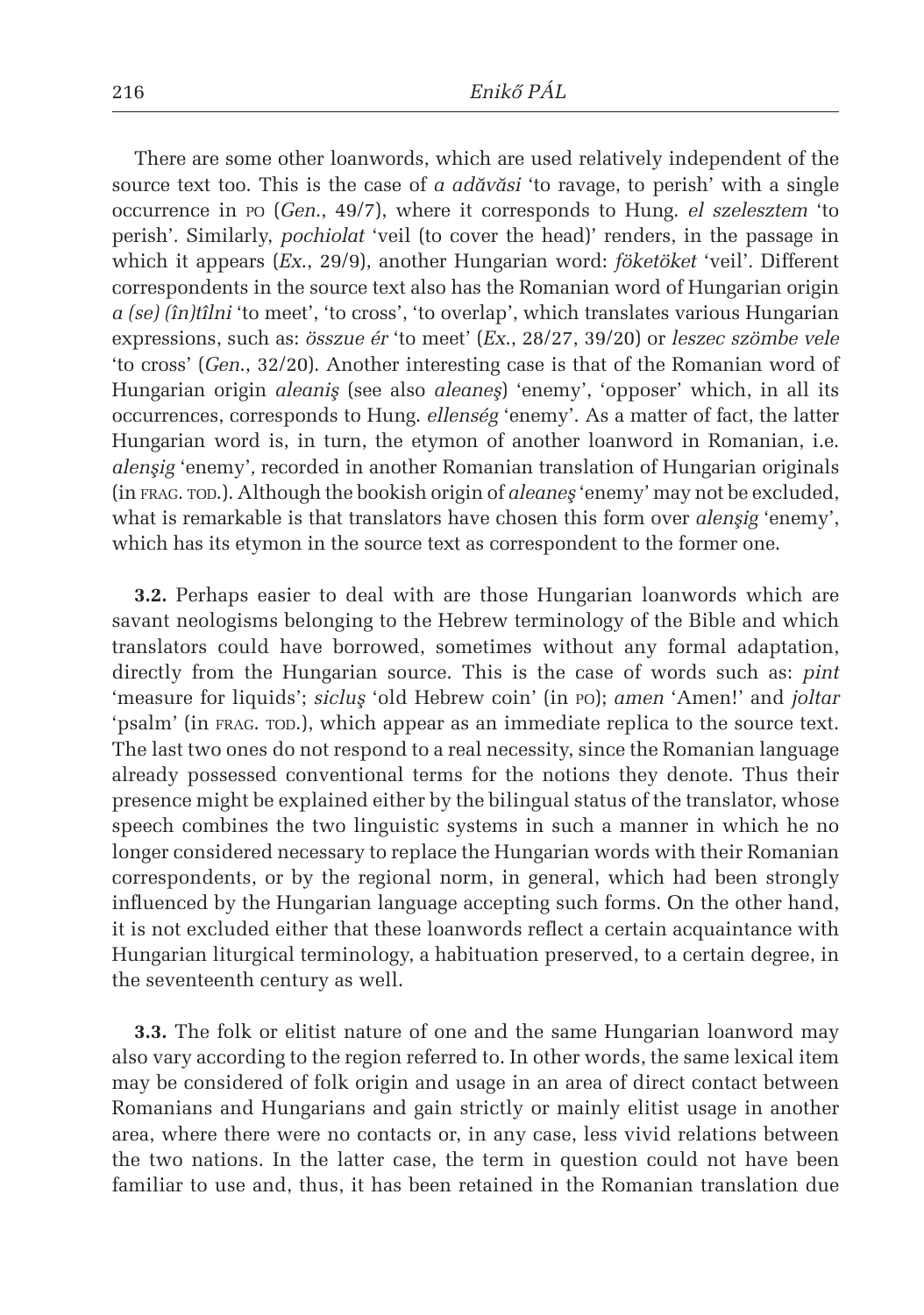There are some other loanwords, which are used relatively independent of the source text too. This is the case of *a adăvăsi* 'to ravage, to perish' with a single occurrence in PO (*Gen.*, 49/7), where it corresponds to Hung. *el szelesztem* 'to perish'*.* Similarly, *pochiolat* 'veil (to cover the head)' renders, in the passage in which it appears (*Ex.*, 29/9), another Hungarian word: *föketöket* 'veil'*.* Different correspondents in the source text also has the Romanian word of Hungarian origin *a (se) (în)tîlni* 'to meet', 'to cross', 'to overlap', which translates various Hungarian expressions, such as: *összue ér* 'to meet' (*Ex.*, 28/27, 39/20) or *leszec szömbe vele* 'to cross' (*Gen.*, 32/20). Another interesting case is that of the Romanian word of Hungarian origin *aleaniş* (see also *aleaneş*) 'enemy', 'opposer' which, in all its occurrences, corresponds to Hung. *ellenség* 'enemy'. As a matter of fact, the latter Hungarian word is, in turn, the etymon of another loanword in Romanian, i.e. *alenşig* 'enemy'*,* recorded in another Romanian translation of Hungarian originals (in FRAG. TOD.). Although the bookish origin of *aleaneş* 'enemy' may not be excluded, what is remarkable is that translators have chosen this form over *alenşig* 'enemy', which has its etymon in the source text as correspondent to the former one.

**3.2.** Perhaps easier to deal with are those Hungarian loanwords which are savant neologisms belonging to the Hebrew terminology of the Bible and which translators could have borrowed, sometimes without any formal adaptation, directly from the Hungarian source. This is the case of words such as: *pint* 'measure for liquids'; *sicluş* 'old Hebrew coin' (in PO); *amen* 'Amen!' and *joltar* 'psalm' (in FRAG. TOD.), which appear as an immediate replica to the source text. The last two ones do not respond to a real necessity, since the Romanian language already possessed conventional terms for the notions they denote. Thus their presence might be explained either by the bilingual status of the translator, whose speech combines the two linguistic systems in such a manner in which he no longer considered necessary to replace the Hungarian words with their Romanian correspondents, or by the regional norm, in general, which had been strongly influenced by the Hungarian language accepting such forms. On the other hand, it is not excluded either that these loanwords reflect a certain acquaintance with Hungarian liturgical terminology, a habituation preserved, to a certain degree, in the seventeenth century as well.

**3.3.** The folk or elitist nature of one and the same Hungarian loanword may also vary according to the region referred to. In other words, the same lexical item may be considered of folk origin and usage in an area of direct contact between Romanians and Hungarians and gain strictly or mainly elitist usage in another area, where there were no contacts or, in any case, less vivid relations between the two nations. In the latter case, the term in question could not have been familiar to use and, thus, it has been retained in the Romanian translation due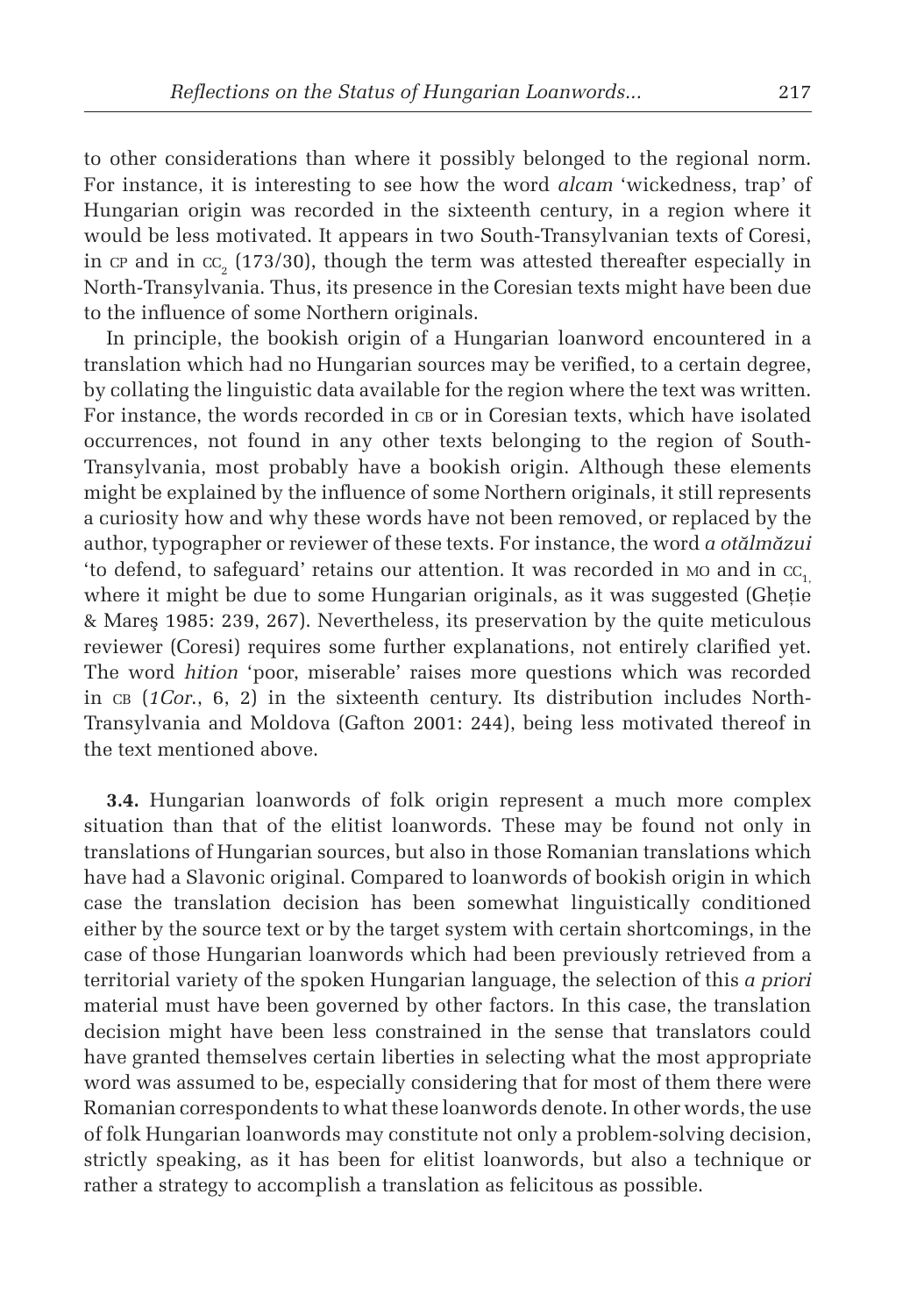to other considerations than where it possibly belonged to the regional norm. For instance, it is interesting to see how the word *alcam* 'wickedness, trap' of Hungarian origin was recorded in the sixteenth century, in a region where it would be less motivated. It appears in two South-Transylvanian texts of Coresi, in CP and in $CC_2$ (173/30), though the term was attested thereafter especially in North-Transylvania. Thus, its presence in the Coresian texts might have been due to the influence of some Northern originals.

In principle, the bookish origin of a Hungarian loanword encountered in a translation which had no Hungarian sources may be verified, to a certain degree, by collating the linguistic data available for the region where the text was written. For instance, the words recorded in CB or in Coresian texts, which have isolated occurrences, not found in any other texts belonging to the region of South-Transylvania, most probably have a bookish origin. Although these elements might be explained by the influence of some Northern originals, it still represents a curiosity how and why these words have not been removed, or replaced by the author, typographer or reviewer of these texts. For instance, the word *a otălmăzui* 'to defend, to safeguard' retains our attention. It was recorded in MO and in $CC_1$, where it might be due to some Hungarian originals, as it was suggested (Gheție & Mareş 1985: 239, 267). Nevertheless, its preservation by the quite meticulous reviewer (Coresi) requires some further explanations, not entirely clarified yet. The word *hition* 'poor, miserable' raises more questions which was recorded in CB (*1Cor.*, 6, 2) in the sixteenth century. Its distribution includes North-Transylvania and Moldova (Gafton 2001: 244), being less motivated thereof in the text mentioned above.

**3.4.** Hungarian loanwords of folk origin represent a much more complex situation than that of the elitist loanwords. These may be found not only in translations of Hungarian sources, but also in those Romanian translations which have had a Slavonic original. Compared to loanwords of bookish origin in which case the translation decision has been somewhat linguistically conditioned either by the source text or by the target system with certain shortcomings, in the case of those Hungarian loanwords which had been previously retrieved from a territorial variety of the spoken Hungarian language, the selection of this *a priori* material must have been governed by other factors. In this case, the translation decision might have been less constrained in the sense that translators could have granted themselves certain liberties in selecting what the most appropriate word was assumed to be, especially considering that for most of them there were Romanian correspondents to what these loanwords denote. In other words, the use of folk Hungarian loanwords may constitute not only a problem-solving decision, strictly speaking, as it has been for elitist loanwords, but also a technique or rather a strategy to accomplish a translation as felicitous as possible.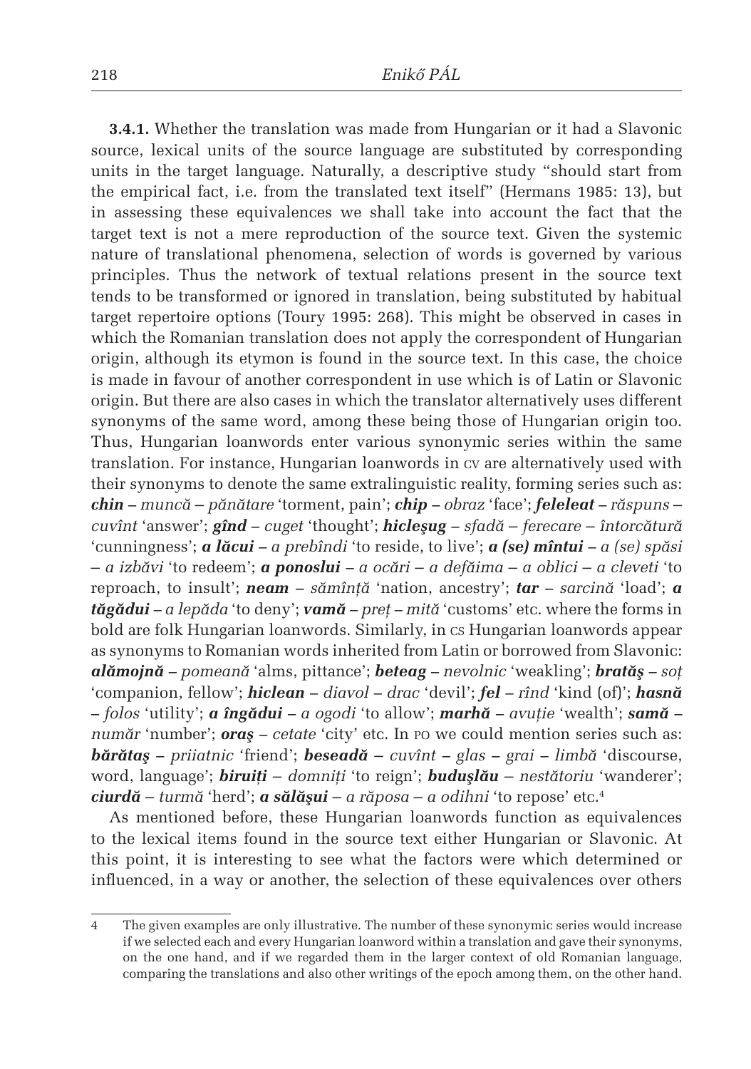**3.4.1.** Whether the translation was made from Hungarian or it had a Slavonic source, lexical units of the source language are substituted by corresponding units in the target language. Naturally, a descriptive study "should start from the empirical fact, i.e. from the translated text itself" (Hermans 1985: 13), but in assessing these equivalences we shall take into account the fact that the target text is not a mere reproduction of the source text. Given the systemic nature of translational phenomena, selection of words is governed by various principles. Thus the network of textual relations present in the source text tends to be transformed or ignored in translation, being substituted by habitual target repertoire options (Toury 1995: 268). This might be observed in cases in which the Romanian translation does not apply the correspondent of Hungarian origin, although its etymon is found in the source text. In this case, the choice is made in favour of another correspondent in use which is of Latin or Slavonic origin. But there are also cases in which the translator alternatively uses different synonyms of the same word, among these being those of Hungarian origin too. Thus, Hungarian loanwords enter various synonymic series within the same translation. For instance, Hungarian loanwords in CV are alternatively used with their synonyms to denote the same extralinguistic reality, forming series such as: ***chin*** – *muncă* – *pănătare* 'torment, pain'; ***chip*** – *obraz* 'face'; ***feleleat*** – *răspuns* – *cuvînt* 'answer'; ***gînd*** – *cuget* 'thought'; ***hicleşug*** – *sfadă* – *ferecare* – *întorcătură* 'cunningness'; ***a lăcui*** – *a prebîndi* 'to reside, to live'; ***a (se) mîntui*** – *a (se) spăsi* – *a izbăvi* 'to redeem'; ***a ponoslui*** – *a ocări* – *a defăima* – *a oblici* – *a cleveti* 'to reproach, to insult'; ***neam*** – *sămînță* 'nation, ancestry'; ***tar*** – *sarcină* 'load'; ***a tăgădui*** – *a lepăda* 'to deny'; ***vamă*** – *preț* – *mită* 'customs' etc. where the forms in bold are folk Hungarian loanwords. Similarly, in CS Hungarian loanwords appear as synonyms to Romanian words inherited from Latin or borrowed from Slavonic: ***alămojnă*** – *pomeană* 'alms, pittance'; ***beteag*** – *nevolnic* 'weakling'; ***brătăş*** – *soț* 'companion, fellow'; ***hiclean*** – *diavol* – *drac* 'devil'; ***fel*** – *rînd* 'kind (of)'; ***hasnă*** – *folos* 'utility'; ***a îngădui*** – *a ogodi* 'to allow'; ***marhă*** – *avuție* 'wealth'; ***samă*** – *număr* 'number'; ***oraş*** – *cetate* 'city' etc. In PO we could mention series such as: ***bărătaş*** – *priiatnic* 'friend'; ***beseadă*** – *cuvînt* – *glas* – *grai* – *limbă* 'discourse, word, language'; ***biruiți*** – *domniți* 'to reign'; ***buduşlău*** – *nestătoriu* 'wanderer'; ***ciurdă*** – *turmă* 'herd'; ***a sălăşui*** – *a răposa* – *a odihni* 'to repose' etc.[4]

As mentioned before, these Hungarian loanwords function as equivalences to the lexical items found in the source text either Hungarian or Slavonic. At this point, it is interesting to see what the factors were which determined or influenced, in a way or another, the selection of these equivalences over others

---

4 The given examples are only illustrative. The number of these synonymic series would increase if we selected each and every Hungarian loanword within a translation and gave their synonyms, on the one hand, and if we regarded them in the larger context of old Romanian language, comparing the translations and also other writings of the epoch among them, on the other hand.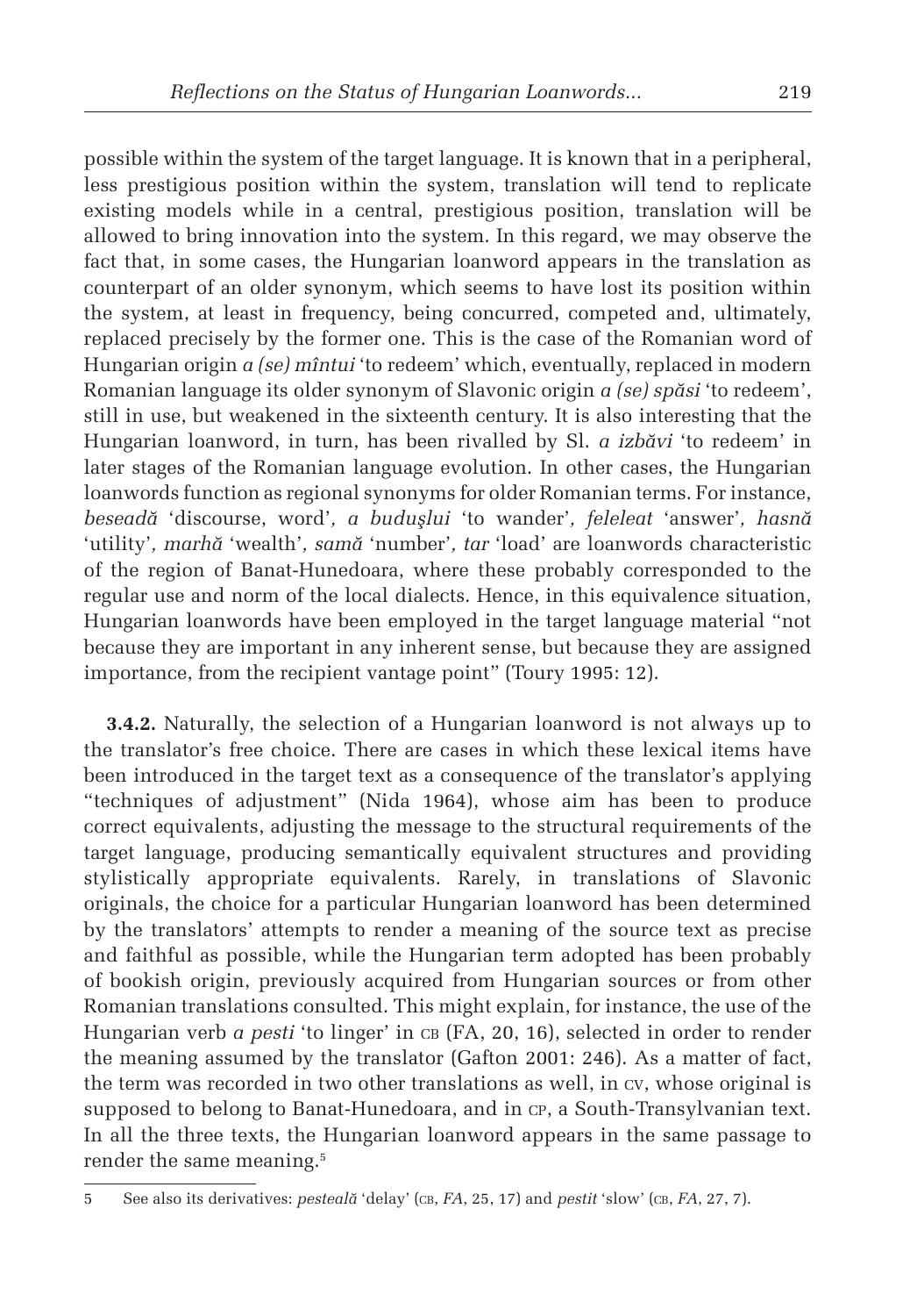possible within the system of the target language. It is known that in a peripheral, less prestigious position within the system, translation will tend to replicate existing models while in a central, prestigious position, translation will be allowed to bring innovation into the system. In this regard, we may observe the fact that, in some cases, the Hungarian loanword appears in the translation as counterpart of an older synonym, which seems to have lost its position within the system, at least in frequency, being concurred, competed and, ultimately, replaced precisely by the former one. This is the case of the Romanian word of Hungarian origin *a (se) mîntui* 'to redeem' which, eventually, replaced in modern Romanian language its older synonym of Slavonic origin *a (se) spăsi* 'to redeem', still in use, but weakened in the sixteenth century. It is also interesting that the Hungarian loanword, in turn, has been rivalled by Sl. *a izbăvi* 'to redeem' in later stages of the Romanian language evolution. In other cases, the Hungarian loanwords function as regional synonyms for older Romanian terms. For instance, *beseadă* 'discourse, word'*, a buduşlui* 'to wander'*, feleleat* 'answer'*, hasnă* 'utility'*, marhă* 'wealth'*, samă* 'number'*, tar* 'load' are loanwords characteristic of the region of Banat-Hunedoara, where these probably corresponded to the regular use and norm of the local dialects. Hence, in this equivalence situation, Hungarian loanwords have been employed in the target language material "not because they are important in any inherent sense, but because they are assigned importance, from the recipient vantage point" (Toury 1995: 12).

**3.4.2.** Naturally, the selection of a Hungarian loanword is not always up to the translator's free choice. There are cases in which these lexical items have been introduced in the target text as a consequence of the translator's applying "techniques of adjustment" (Nida 1964), whose aim has been to produce correct equivalents, adjusting the message to the structural requirements of the target language, producing semantically equivalent structures and providing stylistically appropriate equivalents. Rarely, in translations of Slavonic originals, the choice for a particular Hungarian loanword has been determined by the translators' attempts to render a meaning of the source text as precise and faithful as possible, while the Hungarian term adopted has been probably of bookish origin, previously acquired from Hungarian sources or from other Romanian translations consulted. This might explain, for instance, the use of the Hungarian verb *a pesti* 'to linger' in CB (FA, 20, 16), selected in order to render the meaning assumed by the translator (Gafton 2001: 246). As a matter of fact, the term was recorded in two other translations as well, in CV, whose original is supposed to belong to Banat-Hunedoara, and in CP, a South-Transylvanian text. In all the three texts, the Hungarian loanword appears in the same passage to render the same meaning.[5]

---

5 See also its derivatives: *pesteală* 'delay' (CB, *FA*, 25, 17) and *pestit* 'slow' (CB, *FA*, 27, 7).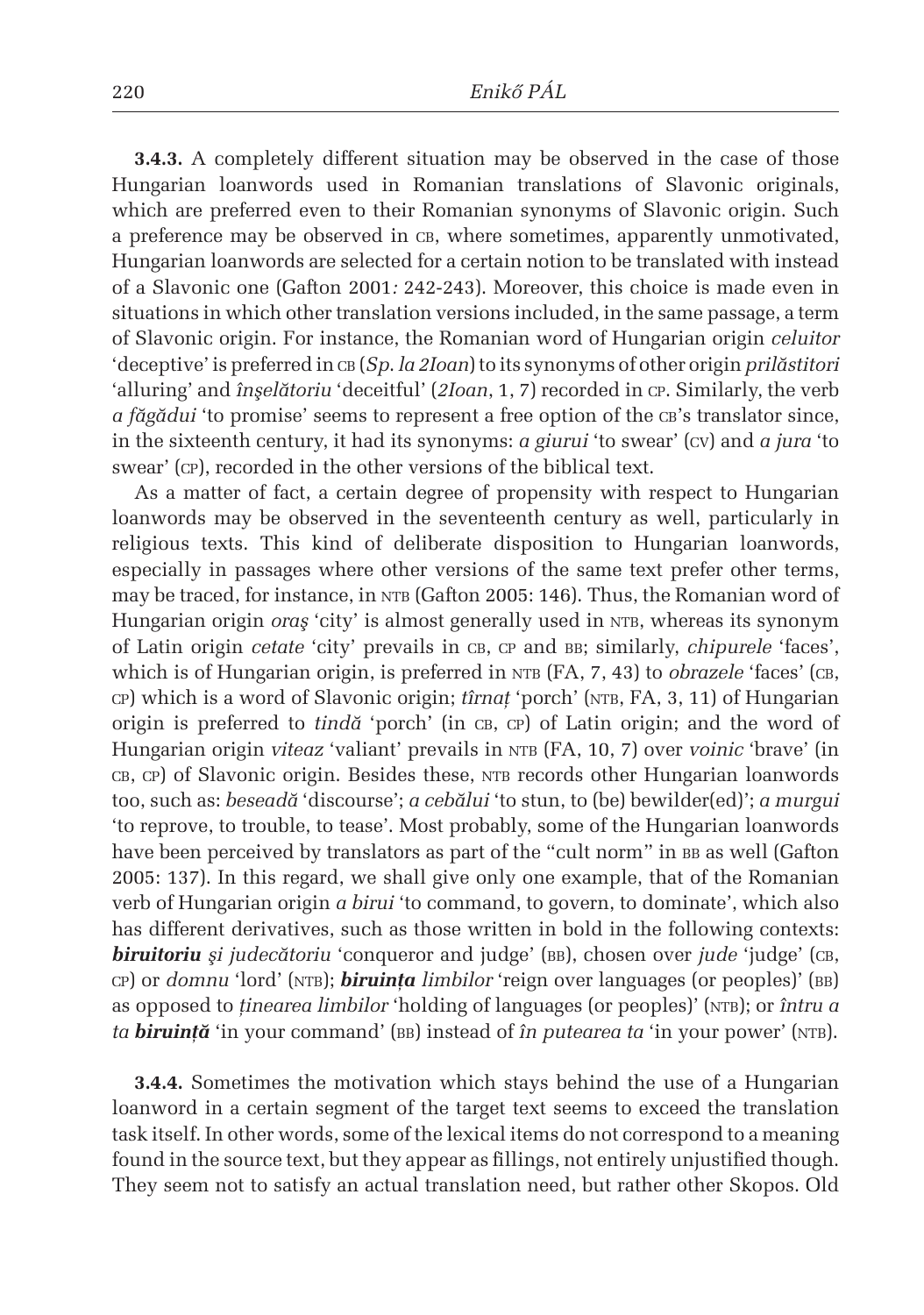**3.4.3.** A completely different situation may be observed in the case of those Hungarian loanwords used in Romanian translations of Slavonic originals, which are preferred even to their Romanian synonyms of Slavonic origin. Such a preference may be observed in CB, where sometimes, apparently unmotivated, Hungarian loanwords are selected for a certain notion to be translated with instead of a Slavonic one (Gafton 2001*:* 242-243). Moreover, this choice is made even in situations in which other translation versions included, in the same passage, a term of Slavonic origin. For instance, the Romanian word of Hungarian origin *celuitor* 'deceptive' is preferred in CB (*Sp. la 2Ioan*) to its synonyms of other origin *prilăstitori* 'alluring' and *înşelătoriu* 'deceitful' (*2Ioan*, 1, 7) recorded in CP. Similarly, the verb *a făgădui* 'to promise' seems to represent a free option of the CB's translator since, in the sixteenth century, it had its synonyms: *a giurui* 'to swear' (CV) and *a jura* 'to swear' (CP), recorded in the other versions of the biblical text.

As a matter of fact, a certain degree of propensity with respect to Hungarian loanwords may be observed in the seventeenth century as well, particularly in religious texts. This kind of deliberate disposition to Hungarian loanwords, especially in passages where other versions of the same text prefer other terms, may be traced, for instance, in NTB (Gafton 2005: 146). Thus, the Romanian word of Hungarian origin *oraş* 'city' is almost generally used in NTB, whereas its synonym of Latin origin *cetate* 'city' prevails in CB, CP and BB; similarly, *chipurele* 'faces', which is of Hungarian origin, is preferred in NTB (FA, 7, 43) to *obrazele* 'faces' (CB, CP) which is a word of Slavonic origin; *tîrnaț* 'porch' (NTB, FA, 3, 11) of Hungarian origin is preferred to *tindă* 'porch' (in CB, CP) of Latin origin; and the word of Hungarian origin *viteaz* 'valiant' prevails in NTB (FA, 10, 7) over *voinic* 'brave' (in CB, CP) of Slavonic origin. Besides these, NTB records other Hungarian loanwords too, such as: *beseadă* 'discourse'; *a cebălui* 'to stun, to (be) bewilder(ed)'; *a murgui* 'to reprove, to trouble, to tease'. Most probably, some of the Hungarian loanwords have been perceived by translators as part of the "cult norm" in BB as well (Gafton 2005: 137). In this regard, we shall give only one example, that of the Romanian verb of Hungarian origin *a birui* 'to command, to govern, to dominate', which also has different derivatives, such as those written in bold in the following contexts: ***biruitoriu*** *şi judecătoriu* 'conqueror and judge' (BB), chosen over *jude* 'judge' (CB, CP) or *domnu* 'lord' (NTB); ***biruința*** *limbilor* 'reign over languages (or peoples)' (BB) as opposed to *ținearea limbilor* 'holding of languages (or peoples)' (NTB); or *întru a ta* ***biruință*** 'in your command' (BB) instead of *în putearea ta* 'in your power' (NTB).

**3.4.4.** Sometimes the motivation which stays behind the use of a Hungarian loanword in a certain segment of the target text seems to exceed the translation task itself. In other words, some of the lexical items do not correspond to a meaning found in the source text, but they appear as fillings, not entirely unjustified though. They seem not to satisfy an actual translation need, but rather other Skopos. Old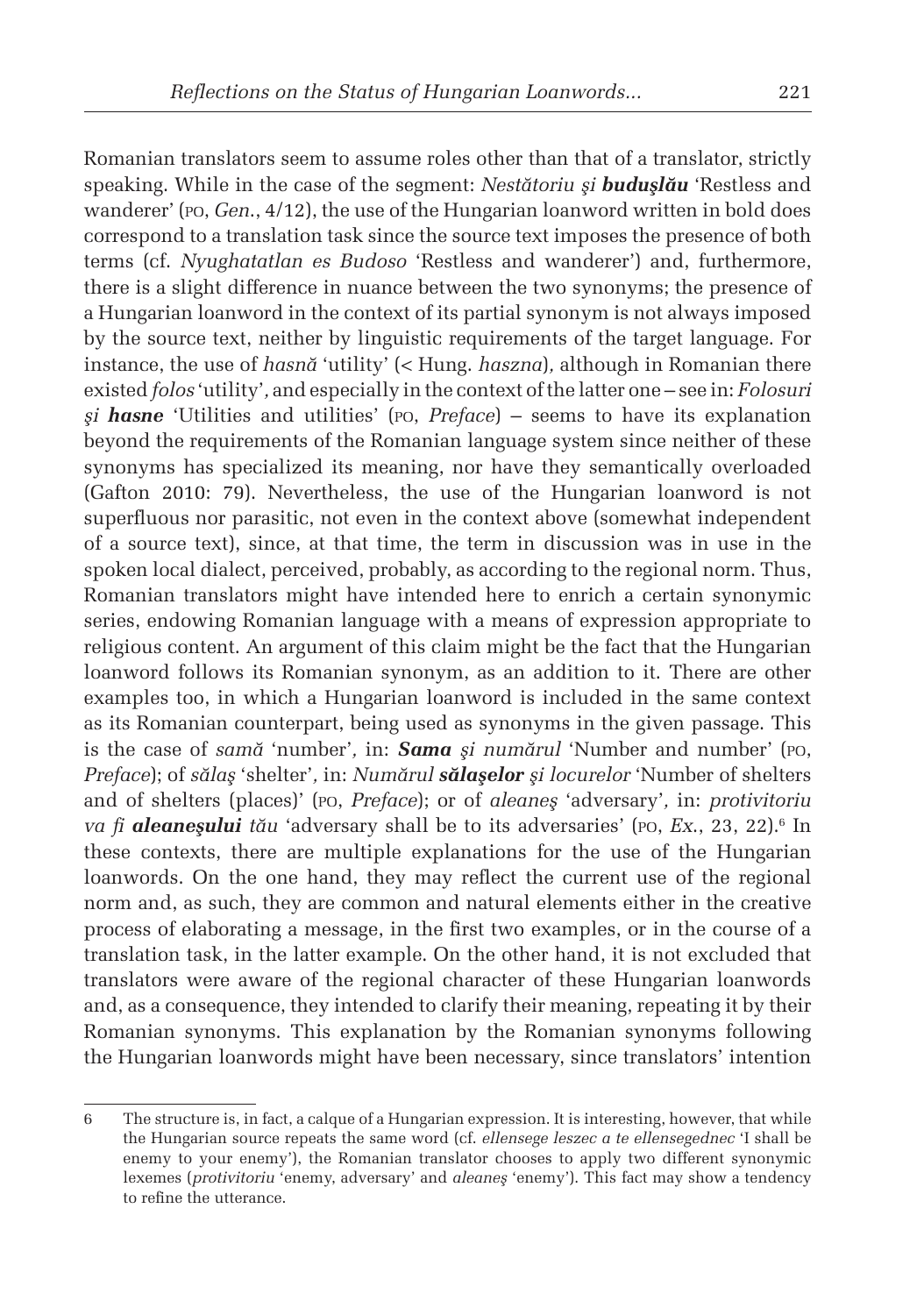Romanian translators seem to assume roles other than that of a translator, strictly speaking. While in the case of the segment: *Nestătoriu şi **buduşlău*** 'Restless and wanderer' (PO, *Gen.*, 4/12), the use of the Hungarian loanword written in bold does correspond to a translation task since the source text imposes the presence of both terms (cf. *Nyughatatlan es Budoso* 'Restless and wanderer') and, furthermore, there is a slight difference in nuance between the two synonyms; the presence of a Hungarian loanword in the context of its partial synonym is not always imposed by the source text, neither by linguistic requirements of the target language. For instance, the use of *hasnă* 'utility' (< Hung. *haszna*), although in Romanian there existed *folos* 'utility', and especially in the context of the latter one – see in: *Folosuri şi **hasne*** 'Utilities and utilities' (PO, *Preface*) – seems to have its explanation beyond the requirements of the Romanian language system since neither of these synonyms has specialized its meaning, nor have they semantically overloaded (Gafton 2010: 79). Nevertheless, the use of the Hungarian loanword is not superfluous nor parasitic, not even in the context above (somewhat independent of a source text), since, at that time, the term in discussion was in use in the spoken local dialect, perceived, probably, as according to the regional norm. Thus, Romanian translators might have intended here to enrich a certain synonymic series, endowing Romanian language with a means of expression appropriate to religious content. An argument of this claim might be the fact that the Hungarian loanword follows its Romanian synonym, as an addition to it. There are other examples too, in which a Hungarian loanword is included in the same context as its Romanian counterpart, being used as synonyms in the given passage. This is the case of *samă* 'number', in: ***Sama** şi numărul* 'Number and number' (PO, *Preface*); of *sălaş* 'shelter', in: *Numărul **sălaşelor** şi locurelor* 'Number of shelters and of shelters (places)' (PO, *Preface*); or of *aleaneş* 'adversary', in: *protivitoriu va fi **aleaneşului** tău* 'adversary shall be to its adversaries' (PO, *Ex.*, 23, 22).[6] In these contexts, there are multiple explanations for the use of the Hungarian loanwords. On the one hand, they may reflect the current use of the regional norm and, as such, they are common and natural elements either in the creative process of elaborating a message, in the first two examples, or in the course of a translation task, in the latter example. On the other hand, it is not excluded that translators were aware of the regional character of these Hungarian loanwords and, as a consequence, they intended to clarify their meaning, repeating it by their Romanian synonyms. This explanation by the Romanian synonyms following the Hungarian loanwords might have been necessary, since translators' intention

---

6 The structure is, in fact, a calque of a Hungarian expression. It is interesting, however, that while the Hungarian source repeats the same word (cf. *ellensege leszec a te ellensegednec* 'I shall be enemy to your enemy'), the Romanian translator chooses to apply two different synonymic lexemes (*protivitoriu* 'enemy, adversary' and *aleaneş* 'enemy'). This fact may show a tendency to refine the utterance.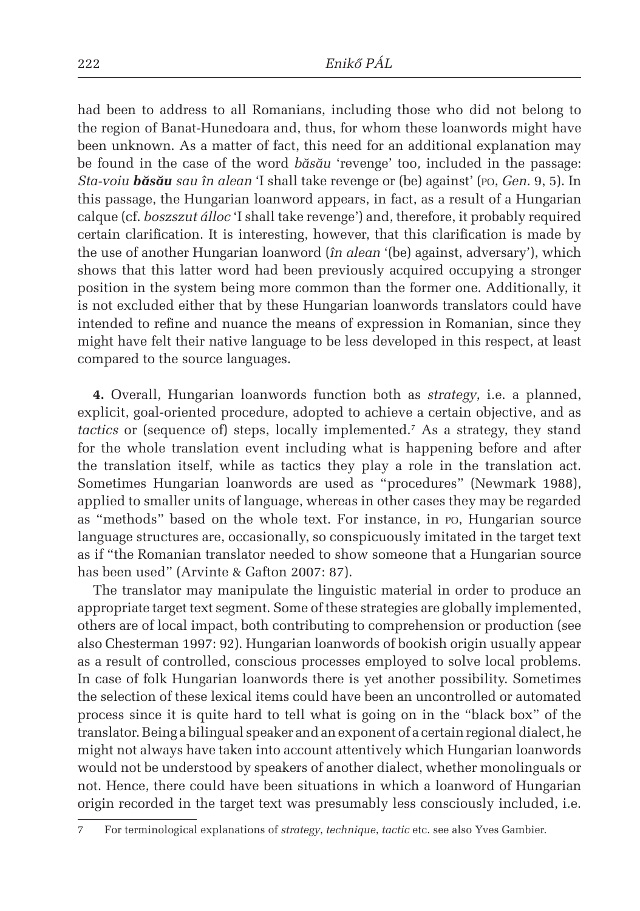had been to address to all Romanians, including those who did not belong to the region of Banat-Hunedoara and, thus, for whom these loanwords might have been unknown. As a matter of fact, this need for an additional explanation may be found in the case of the word *băsău* 'revenge' too*,* included in the passage: *Sta-voiu **băsău** sau în alean* 'I shall take revenge or (be) against' (PO, *Gen.* 9, 5). In this passage, the Hungarian loanword appears, in fact, as a result of a Hungarian calque (cf. *boszszut álloc* 'I shall take revenge') and, therefore, it probably required certain clarification. It is interesting, however, that this clarification is made by the use of another Hungarian loanword (*în alean* '(be) against, adversary'), which shows that this latter word had been previously acquired occupying a stronger position in the system being more common than the former one. Additionally, it is not excluded either that by these Hungarian loanwords translators could have intended to refine and nuance the means of expression in Romanian, since they might have felt their native language to be less developed in this respect, at least compared to the source languages.

**4.** Overall, Hungarian loanwords function both as *strategy*, i.e. a planned, explicit, goal-oriented procedure, adopted to achieve a certain objective, and as *tactics* or (sequence of) steps, locally implemented.[7] As a strategy, they stand for the whole translation event including what is happening before and after the translation itself, while as tactics they play a role in the translation act. Sometimes Hungarian loanwords are used as "procedures" (Newmark 1988), applied to smaller units of language, whereas in other cases they may be regarded as "methods" based on the whole text. For instance, in PO, Hungarian source language structures are, occasionally, so conspicuously imitated in the target text as if "the Romanian translator needed to show someone that a Hungarian source has been used" (Arvinte & Gafton 2007: 87).

The translator may manipulate the linguistic material in order to produce an appropriate target text segment. Some of these strategies are globally implemented, others are of local impact, both contributing to comprehension or production (see also Chesterman 1997: 92). Hungarian loanwords of bookish origin usually appear as a result of controlled, conscious processes employed to solve local problems. In case of folk Hungarian loanwords there is yet another possibility. Sometimes the selection of these lexical items could have been an uncontrolled or automated process since it is quite hard to tell what is going on in the "black box" of the translator. Being a bilingual speaker and an exponent of a certain regional dialect, he might not always have taken into account attentively which Hungarian loanwords would not be understood by speakers of another dialect, whether monolinguals or not. Hence, there could have been situations in which a loanword of Hungarian origin recorded in the target text was presumably less consciously included, i.e.

7 For terminological explanations of *strategy*, *technique*, *tactic* etc. see also Yves Gambier.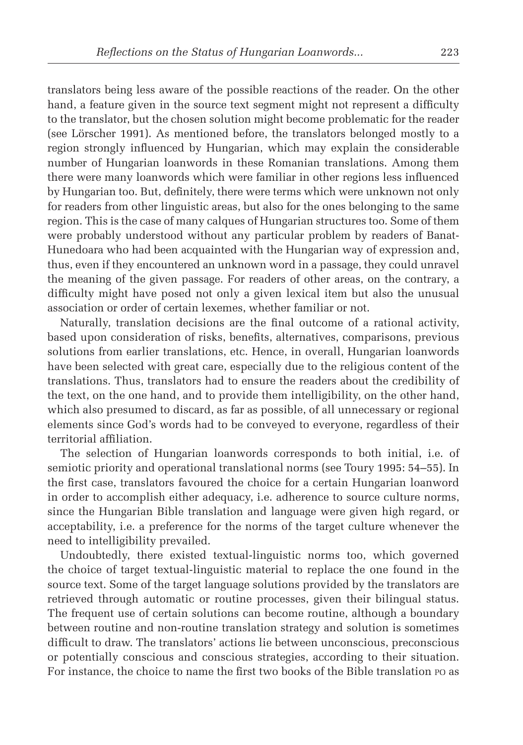translators being less aware of the possible reactions of the reader. On the other hand, a feature given in the source text segment might not represent a difficulty to the translator, but the chosen solution might become problematic for the reader (see Lörscher 1991). As mentioned before, the translators belonged mostly to a region strongly influenced by Hungarian, which may explain the considerable number of Hungarian loanwords in these Romanian translations. Among them there were many loanwords which were familiar in other regions less influenced by Hungarian too. But, definitely, there were terms which were unknown not only for readers from other linguistic areas, but also for the ones belonging to the same region. This is the case of many calques of Hungarian structures too. Some of them were probably understood without any particular problem by readers of Banat-Hunedoara who had been acquainted with the Hungarian way of expression and, thus, even if they encountered an unknown word in a passage, they could unravel the meaning of the given passage. For readers of other areas, on the contrary, a difficulty might have posed not only a given lexical item but also the unusual association or order of certain lexemes, whether familiar or not.

Naturally, translation decisions are the final outcome of a rational activity, based upon consideration of risks, benefits, alternatives, comparisons, previous solutions from earlier translations, etc. Hence, in overall, Hungarian loanwords have been selected with great care, especially due to the religious content of the translations. Thus, translators had to ensure the readers about the credibility of the text, on the one hand, and to provide them intelligibility, on the other hand, which also presumed to discard, as far as possible, of all unnecessary or regional elements since God's words had to be conveyed to everyone, regardless of their territorial affiliation.

The selection of Hungarian loanwords corresponds to both initial, i.e. of semiotic priority and operational translational norms (see Toury 1995: 54–55). In the first case, translators favoured the choice for a certain Hungarian loanword in order to accomplish either adequacy, i.e. adherence to source culture norms, since the Hungarian Bible translation and language were given high regard, or acceptability, i.e. a preference for the norms of the target culture whenever the need to intelligibility prevailed.

Undoubtedly, there existed textual-linguistic norms too, which governed the choice of target textual-linguistic material to replace the one found in the source text. Some of the target language solutions provided by the translators are retrieved through automatic or routine processes, given their bilingual status. The frequent use of certain solutions can become routine, although a boundary between routine and non-routine translation strategy and solution is sometimes difficult to draw. The translators' actions lie between unconscious, preconscious or potentially conscious and conscious strategies, according to their situation. For instance, the choice to name the first two books of the Bible translation PO as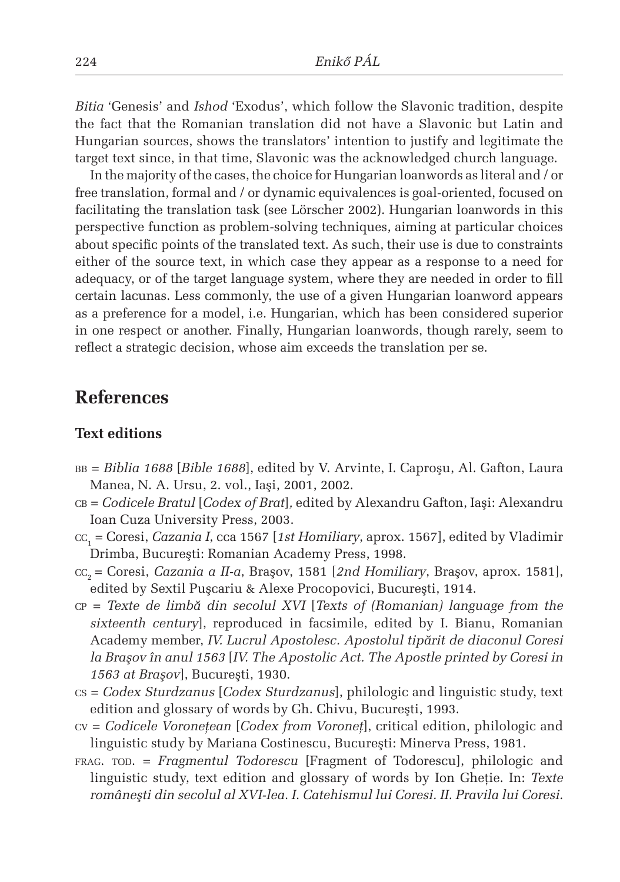*Bitia* 'Genesis' and *Ishod* 'Exodus', which follow the Slavonic tradition, despite the fact that the Romanian translation did not have a Slavonic but Latin and Hungarian sources, shows the translators' intention to justify and legitimate the target text since, in that time, Slavonic was the acknowledged church language.

In the majority of the cases, the choice for Hungarian loanwords as literal and / or free translation, formal and / or dynamic equivalences is goal-oriented, focused on facilitating the translation task (see Lörscher 2002). Hungarian loanwords in this perspective function as problem-solving techniques, aiming at particular choices about specific points of the translated text. As such, their use is due to constraints either of the source text, in which case they appear as a response to a need for adequacy, or of the target language system, where they are needed in order to fill certain lacunas. Less commonly, the use of a given Hungarian loanword appears as a preference for a model, i.e. Hungarian, which has been considered superior in one respect or another. Finally, Hungarian loanwords, though rarely, seem to reflect a strategic decision, whose aim exceeds the translation per se.

## References

### Text editions

- BB = *Biblia 1688* [*Bible 1688*], edited by V. Arvinte, I. Caproşu, Al. Gafton, Laura Manea, N. A. Ursu, 2. vol., Iaşi, 2001, 2002.
- CB = *Codicele Bratul* [*Codex of Brat*]*,* edited by Alexandru Gafton, Iaşi: Alexandru Ioan Cuza University Press, 2003.
- $CC_1$ = Coresi, *Cazania I*, cca 1567 [*1st Homiliary*, aprox. 1567], edited by Vladimir Drimba, Bucureşti: Romanian Academy Press, 1998.
- $CC_2$ = Coresi, *Cazania a II-a*, Braşov, 1581 [*2nd Homiliary*, Braşov, aprox. 1581], edited by Sextil Puşcariu & Alexe Procopovici, Bucureşti, 1914.
- CP = *Texte de limbă din secolul XVI* [*Texts of (Romanian) language from the sixteenth century*], reproduced in facsimile, edited by I. Bianu, Romanian Academy member, *IV. Lucrul Apostolesc. Apostolul tipărit de diaconul Coresi la Braşov în anul 1563* [*IV. The Apostolic Act. The Apostle printed by Coresi in 1563 at Braşov*], Bucureşti, 1930.
- CS = *Codex Sturdzanus* [*Codex Sturdzanus*], philologic and linguistic study, text edition and glossary of words by Gh. Chivu, Bucureşti, 1993.
- CV = *Codicele Voronețean* [*Codex from Voroneț*], critical edition, philologic and linguistic study by Mariana Costinescu, Bucureşti: Minerva Press, 1981.
- FRAG. TOD. = *Fragmentul Todorescu* [Fragment of Todorescu], philologic and linguistic study, text edition and glossary of words by Ion Gheție. In: *Texte româneşti din secolul al XVI-lea. I. Catehismul lui Coresi. II. Pravila lui Coresi.*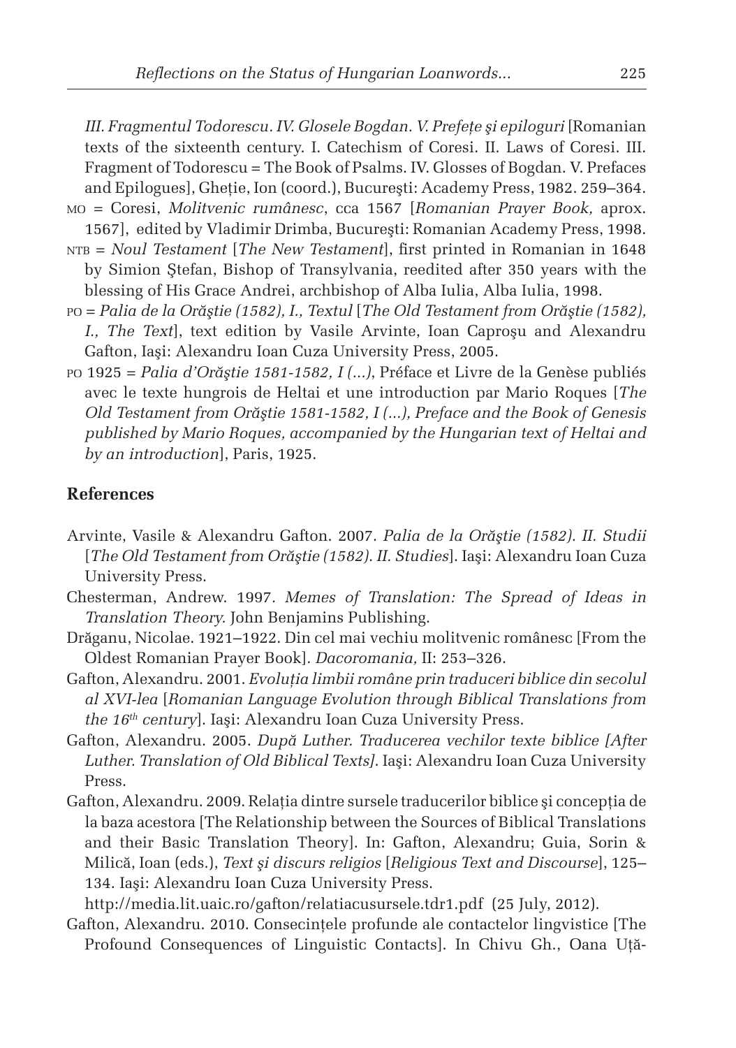*III. Fragmentul Todorescu. IV. Glosele Bogdan. V. Prefețe și epiloguri* [Romanian texts of the sixteenth century. I. Catechism of Coresi. II. Laws of Coresi. III. Fragment of Todorescu = The Book of Psalms. IV. Glosses of Bogdan. V. Prefaces and Epilogues], Gheție, Ion (coord.), București: Academy Press, 1982. 259–364.

MO = Coresi, *Molitvenic rumânesc*, cca 1567 [*Romanian Prayer Book,* aprox. 1567], edited by Vladimir Drimba, București: Romanian Academy Press, 1998.

NTB = *Noul Testament* [*The New Testament*], first printed in Romanian in 1648 by Simion Ștefan, Bishop of Transylvania, reedited after 350 years with the blessing of His Grace Andrei, archbishop of Alba Iulia, Alba Iulia, 1998.

PO = *Palia de la Orăștie (1582), I., Textul* [*The Old Testament from Orăștie (1582), I., The Text*], text edition by Vasile Arvinte, Ioan Caproșu and Alexandru Gafton, Iași: Alexandru Ioan Cuza University Press, 2005.

PO 1925 = *Palia d'Orăștie 1581-1582, I (...)*, Préface et Livre de la Genèse publiés avec le texte hungrois de Heltai et une introduction par Mario Roques [*The Old Testament from Orăștie 1581-1582, I (...), Preface and the Book of Genesis published by Mario Roques, accompanied by the Hungarian text of Heltai and by an introduction*], Paris, 1925.

## References

Arvinte, Vasile & Alexandru Gafton. 2007. *Palia de la Orăștie (1582). II. Studii* [*The Old Testament from Orăștie (1582). II. Studies*]. Iași: Alexandru Ioan Cuza University Press.

Chesterman, Andrew. 1997. *Memes of Translation: The Spread of Ideas in Translation Theory.* John Benjamins Publishing.

Drăganu, Nicolae. 1921–1922. Din cel mai vechiu molitvenic românesc [From the Oldest Romanian Prayer Book]. *Dacoromania,* II: 253–326.

Gafton, Alexandru. 2001. *Evoluția limbii române prin traduceri biblice din secolul al XVI-lea* [*Romanian Language Evolution through Biblical Translations from the 16th century*]. Iași: Alexandru Ioan Cuza University Press.

Gafton, Alexandru. 2005. *După Luther. Traducerea vechilor texte biblice [After Luther. Translation of Old Biblical Texts]*. Iași: Alexandru Ioan Cuza University Press.

Gafton, Alexandru. 2009. Relația dintre sursele traducerilor biblice și concepția de la baza acestora [The Relationship between the Sources of Biblical Translations and their Basic Translation Theory]. In: Gafton, Alexandru; Guia, Sorin & Milică, Ioan (eds.), *Text și discurs religios* [*Religious Text and Discourse*], 125–134. Iași: Alexandru Ioan Cuza University Press.
http://media.lit.uaic.ro/gafton/relatiacusursele.tdr1.pdf (25 July, 2012).

Gafton, Alexandru. 2010. Consecințele profunde ale contactelor lingvistice [The Profound Consequences of Linguistic Contacts]. In Chivu Gh., Oana Uță-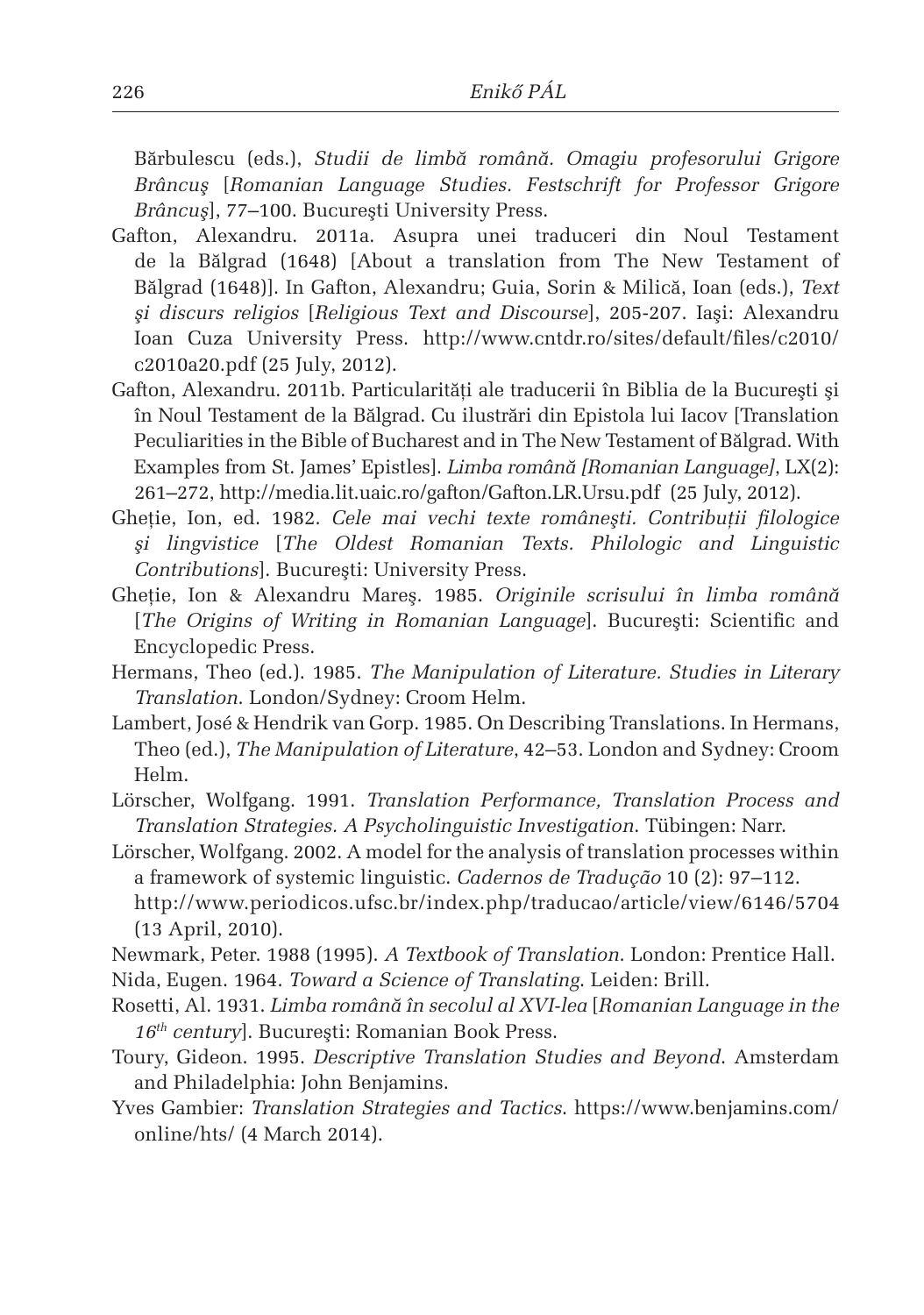Bărbulescu (eds.), *Studii de limbă română. Omagiu profesorului Grigore Brâncuş* [*Romanian Language Studies. Festschrift for Professor Grigore Brâncuş*], 77–100. Bucureşti University Press.

Gafton, Alexandru. 2011a. Asupra unei traduceri din Noul Testament de la Bălgrad (1648) [About a translation from The New Testament of Bălgrad (1648)]. In Gafton, Alexandru; Guia, Sorin & Milică, Ioan (eds.), *Text şi discurs religios* [*Religious Text and Discourse*], 205-207. Iaşi: Alexandru Ioan Cuza University Press. http://www.cntdr.ro/sites/default/files/c2010/c2010a20.pdf (25 July, 2012).

Gafton, Alexandru. 2011b. Particularități ale traducerii în Biblia de la Bucureşti şi în Noul Testament de la Bălgrad. Cu ilustrări din Epistola lui Iacov [Translation Peculiarities in the Bible of Bucharest and in The New Testament of Bălgrad. With Examples from St. James' Epistles]. *Limba română [Romanian Language]*, LX(2): 261–272, http://media.lit.uaic.ro/gafton/Gafton.LR.Ursu.pdf (25 July, 2012).

Gheție, Ion, ed. 1982. *Cele mai vechi texte româneşti. Contribuții filologice şi lingvistice* [*The Oldest Romanian Texts. Philologic and Linguistic Contributions*]. Bucureşti: University Press.

Gheție, Ion & Alexandru Mareş. 1985. *Originile scrisului în limba română* [*The Origins of Writing in Romanian Language*]. Bucureşti: Scientific and Encyclopedic Press.

Hermans, Theo (ed.). 1985. *The Manipulation of Literature. Studies in Literary Translation*. London/Sydney: Croom Helm.

Lambert, José & Hendrik van Gorp. 1985. On Describing Translations. In Hermans, Theo (ed.), *The Manipulation of Literature*, 42–53. London and Sydney: Croom Helm.

Lörscher, Wolfgang. 1991. *Translation Performance, Translation Process and Translation Strategies. A Psycholinguistic Investigation*. Tübingen: Narr.

Lörscher, Wolfgang. 2002. A model for the analysis of translation processes within a framework of systemic linguistic. *Cadernos de Tradução* 10 (2): 97–112. http://www.periodicos.ufsc.br/index.php/traducao/article/view/6146/5704 (13 April, 2010).

Newmark, Peter. 1988 (1995). *A Textbook of Translation*. London: Prentice Hall.

Nida, Eugen. 1964. *Toward a Science of Translating*. Leiden: Brill.

Rosetti, Al. 1931. *Limba română în secolul al XVI-lea* [*Romanian Language in the 16th century*]. Bucureşti: Romanian Book Press.

Toury, Gideon. 1995. *Descriptive Translation Studies and Beyond*. Amsterdam and Philadelphia: John Benjamins.

Yves Gambier: *Translation Strategies and Tactics*. https://www.benjamins.com/online/hts/ (4 March 2014).